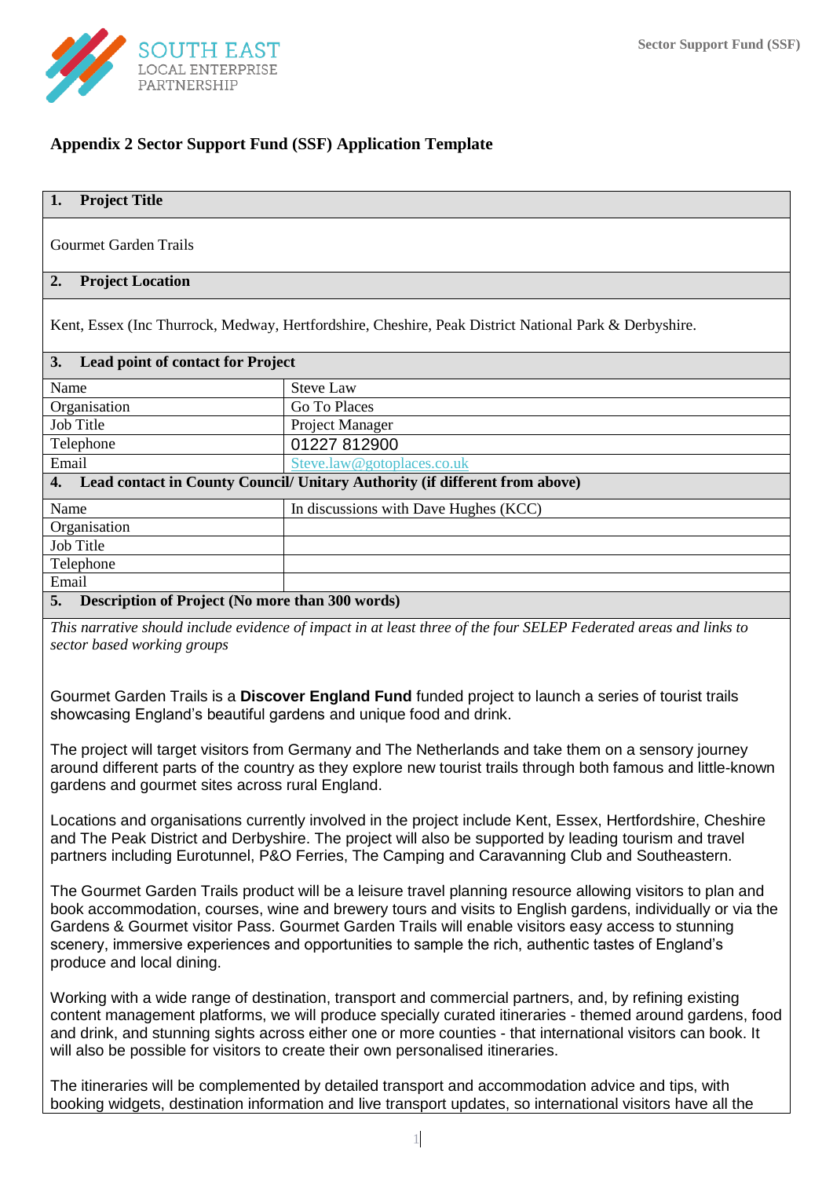## Appendix 2 Sector Support Fund (SSF) Application Template

| **1. Project Title** | |
|---|---|
| Gourmet Garden Trails | |
| **2. Project Location** | |
| Kent, Essex (Inc Thurrock, Medway, Hertfordshire, Cheshire, Peak District National Park & Derbyshire. | |
| **3. Lead point of contact for Project** | |
| Name | Steve Law |
| Organisation | Go To Places |
| Job Title | Project Manager |
| Telephone | 01227 812900 |
| Email | Steve.law@gotoplaces.co.uk |
| **4. Lead contact in County Council/ Unitary Authority (if different from above)** | |
| Name | In discussions with Dave Hughes (KCC) |
| Organisation | |
| Job Title | |
| Telephone | |
| Email | |

**5. Description of Project (No more than 300 words)**

*This narrative should include evidence of impact in at least three of the four SELEP Federated areas and links to sector based working groups*

Gourmet Garden Trails is a **Discover England Fund** funded project to launch a series of tourist trails showcasing England's beautiful gardens and unique food and drink.

The project will target visitors from Germany and The Netherlands and take them on a sensory journey around different parts of the country as they explore new tourist trails through both famous and little-known gardens and gourmet sites across rural England.

Locations and organisations currently involved in the project include Kent, Essex, Hertfordshire, Cheshire and The Peak District and Derbyshire. The project will also be supported by leading tourism and travel partners including Eurotunnel, P&O Ferries, The Camping and Caravanning Club and Southeastern.

The Gourmet Garden Trails product will be a leisure travel planning resource allowing visitors to plan and book accommodation, courses, wine and brewery tours and visits to English gardens, individually or via the Gardens & Gourmet visitor Pass. Gourmet Garden Trails will enable visitors easy access to stunning scenery, immersive experiences and opportunities to sample the rich, authentic tastes of England's produce and local dining.

Working with a wide range of destination, transport and commercial partners, and, by refining existing content management platforms, we will produce specially curated itineraries - themed around gardens, food and drink, and stunning sights across either one or more counties - that international visitors can book. It will also be possible for visitors to create their own personalised itineraries.

The itineraries will be complemented by detailed transport and accommodation advice and tips, with booking widgets, destination information and live transport updates, so international visitors have all the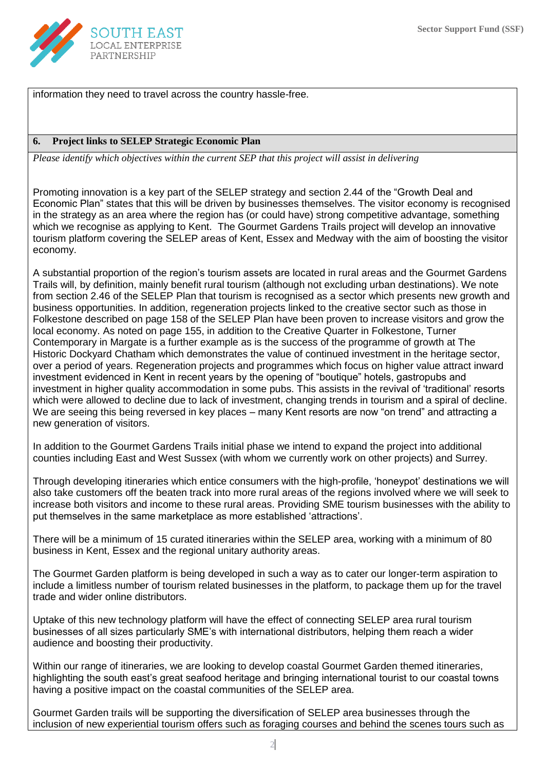information they need to travel across the country hassle-free.

## 6. Project links to SELEP Strategic Economic Plan

*Please identify which objectives within the current SEP that this project will assist in delivering*

Promoting innovation is a key part of the SELEP strategy and section 2.44 of the "Growth Deal and Economic Plan" states that this will be driven by businesses themselves. The visitor economy is recognised in the strategy as an area where the region has (or could have) strong competitive advantage, something which we recognise as applying to Kent. The Gourmet Gardens Trails project will develop an innovative tourism platform covering the SELEP areas of Kent, Essex and Medway with the aim of boosting the visitor economy.

A substantial proportion of the region's tourism assets are located in rural areas and the Gourmet Gardens Trails will, by definition, mainly benefit rural tourism (although not excluding urban destinations). We note from section 2.46 of the SELEP Plan that tourism is recognised as a sector which presents new growth and business opportunities. In addition, regeneration projects linked to the creative sector such as those in Folkestone described on page 158 of the SELEP Plan have been proven to increase visitors and grow the local economy. As noted on page 155, in addition to the Creative Quarter in Folkestone, Turner Contemporary in Margate is a further example as is the success of the programme of growth at The Historic Dockyard Chatham which demonstrates the value of continued investment in the heritage sector, over a period of years. Regeneration projects and programmes which focus on higher value attract inward investment evidenced in Kent in recent years by the opening of "boutique" hotels, gastropubs and investment in higher quality accommodation in some pubs. This assists in the revival of 'traditional' resorts which were allowed to decline due to lack of investment, changing trends in tourism and a spiral of decline. We are seeing this being reversed in key places – many Kent resorts are now "on trend" and attracting a new generation of visitors.

In addition to the Gourmet Gardens Trails initial phase we intend to expand the project into additional counties including East and West Sussex (with whom we currently work on other projects) and Surrey.

Through developing itineraries which entice consumers with the high-profile, 'honeypot' destinations we will also take customers off the beaten track into more rural areas of the regions involved where we will seek to increase both visitors and income to these rural areas. Providing SME tourism businesses with the ability to put themselves in the same marketplace as more established 'attractions'.

There will be a minimum of 15 curated itineraries within the SELEP area, working with a minimum of 80 business in Kent, Essex and the regional unitary authority areas.

The Gourmet Garden platform is being developed in such a way as to cater our longer-term aspiration to include a limitless number of tourism related businesses in the platform, to package them up for the travel trade and wider online distributors.

Uptake of this new technology platform will have the effect of connecting SELEP area rural tourism businesses of all sizes particularly SME's with international distributors, helping them reach a wider audience and boosting their productivity.

Within our range of itineraries, we are looking to develop coastal Gourmet Garden themed itineraries, highlighting the south east's great seafood heritage and bringing international tourist to our coastal towns having a positive impact on the coastal communities of the SELEP area.

Gourmet Garden trails will be supporting the diversification of SELEP area businesses through the inclusion of new experiential tourism offers such as foraging courses and behind the scenes tours such as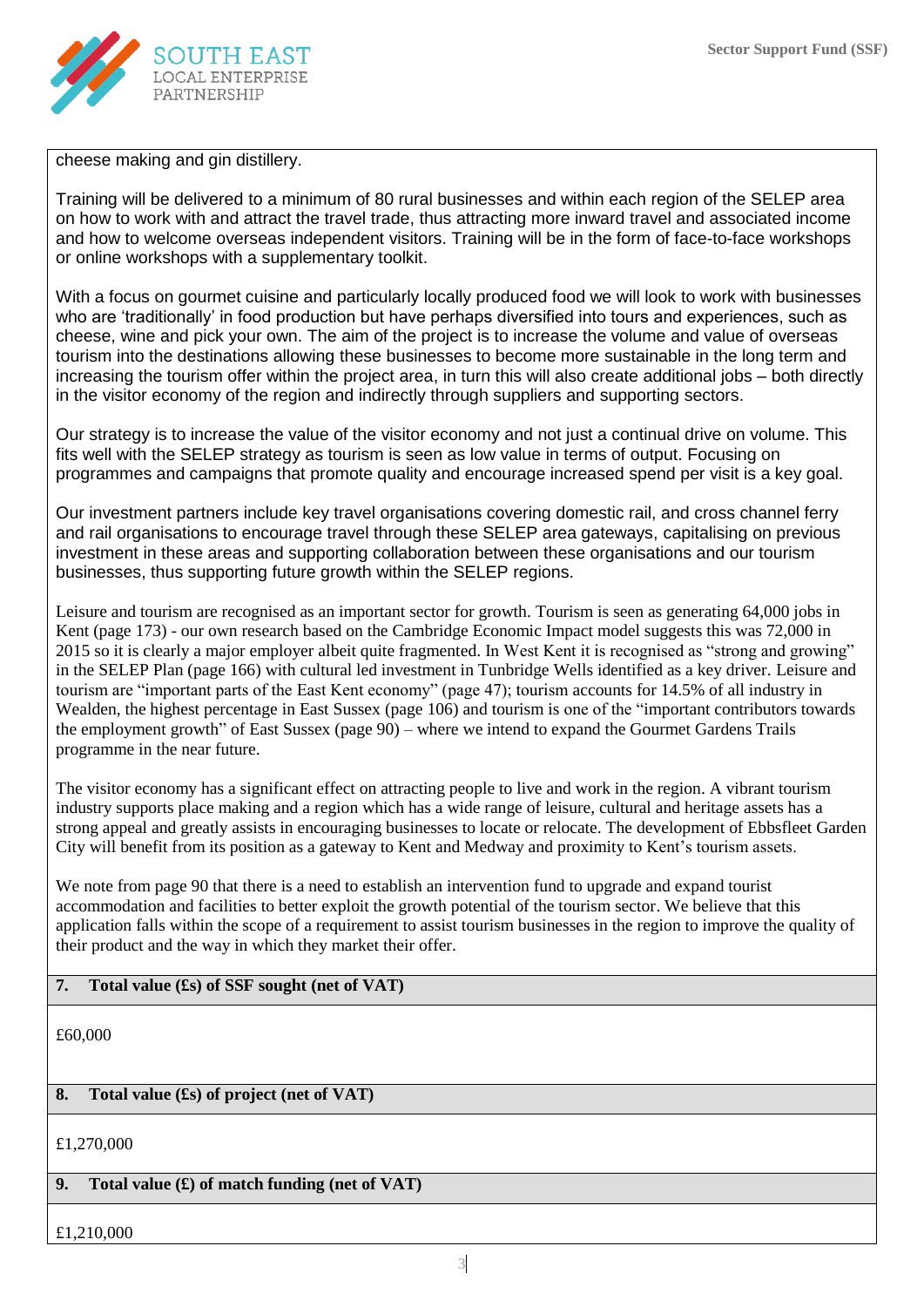cheese making and gin distillery.

Training will be delivered to a minimum of 80 rural businesses and within each region of the SELEP area on how to work with and attract the travel trade, thus attracting more inward travel and associated income and how to welcome overseas independent visitors. Training will be in the form of face-to-face workshops or online workshops with a supplementary toolkit.

With a focus on gourmet cuisine and particularly locally produced food we will look to work with businesses who are 'traditionally' in food production but have perhaps diversified into tours and experiences, such as cheese, wine and pick your own. The aim of the project is to increase the volume and value of overseas tourism into the destinations allowing these businesses to become more sustainable in the long term and increasing the tourism offer within the project area, in turn this will also create additional jobs – both directly in the visitor economy of the region and indirectly through suppliers and supporting sectors.

Our strategy is to increase the value of the visitor economy and not just a continual drive on volume. This fits well with the SELEP strategy as tourism is seen as low value in terms of output. Focusing on programmes and campaigns that promote quality and encourage increased spend per visit is a key goal.

Our investment partners include key travel organisations covering domestic rail, and cross channel ferry and rail organisations to encourage travel through these SELEP area gateways, capitalising on previous investment in these areas and supporting collaboration between these organisations and our tourism businesses, thus supporting future growth within the SELEP regions.

Leisure and tourism are recognised as an important sector for growth. Tourism is seen as generating 64,000 jobs in Kent (page 173) - our own research based on the Cambridge Economic Impact model suggests this was 72,000 in 2015 so it is clearly a major employer albeit quite fragmented. In West Kent it is recognised as "strong and growing" in the SELEP Plan (page 166) with cultural led investment in Tunbridge Wells identified as a key driver. Leisure and tourism are "important parts of the East Kent economy" (page 47); tourism accounts for 14.5% of all industry in Wealden, the highest percentage in East Sussex (page 106) and tourism is one of the "important contributors towards the employment growth" of East Sussex (page 90) – where we intend to expand the Gourmet Gardens Trails programme in the near future.

The visitor economy has a significant effect on attracting people to live and work in the region. A vibrant tourism industry supports place making and a region which has a wide range of leisure, cultural and heritage assets has a strong appeal and greatly assists in encouraging businesses to locate or relocate. The development of Ebbsfleet Garden City will benefit from its position as a gateway to Kent and Medway and proximity to Kent's tourism assets.

We note from page 90 that there is a need to establish an intervention fund to upgrade and expand tourist accommodation and facilities to better exploit the growth potential of the tourism sector. We believe that this application falls within the scope of a requirement to assist tourism businesses in the region to improve the quality of their product and the way in which they market their offer.

**7. Total value (£s) of SSF sought (net of VAT)**

£60,000

**8. Total value (£s) of project (net of VAT)**

£1,270,000

**9. Total value (£) of match funding (net of VAT)**

£1,210,000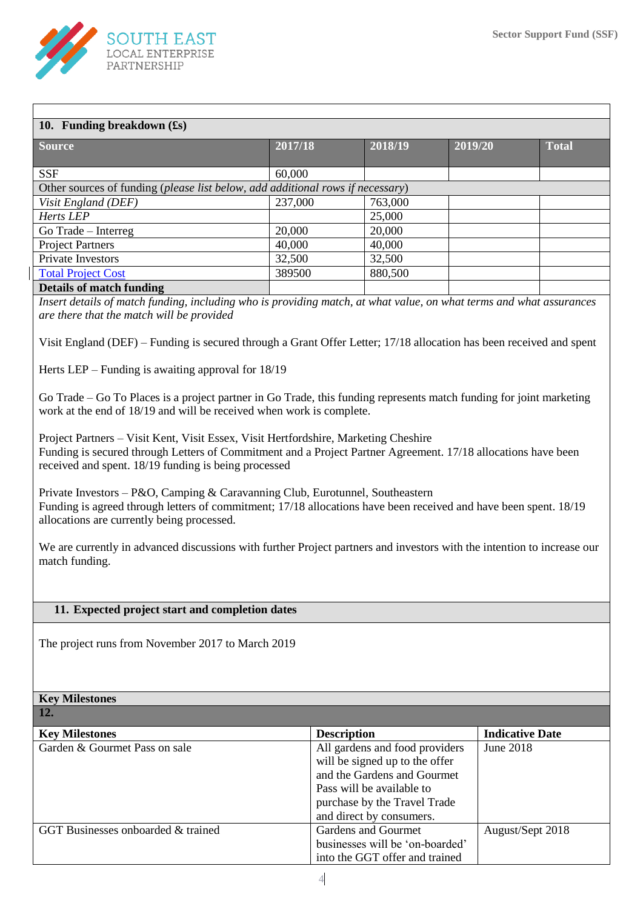## 10. Funding breakdown (£s)

| Source | 2017/18 | 2018/19 | 2019/20 | Total |
|---|---|---|---|---|
| SSF | 60,000 | | | |
| Other sources of funding (*please list below, add additional rows if necessary*) | | | | |
| *Visit England (DEF)* | 237,000 | 763,000 | | |
| *Herts LEP* | | 25,000 | | |
| Go Trade – Interreg | 20,000 | 20,000 | | |
| Project Partners | 40,000 | 40,000 | | |
| Private Investors | 32,500 | 32,500 | | |
| Total Project Cost | 389500 | 880,500 | | |
| **Details of match funding** | | | | |

*Insert details of match funding, including who is providing match, at what value, on what terms and what assurances are there that the match will be provided*

Visit England (DEF) – Funding is secured through a Grant Offer Letter; 17/18 allocation has been received and spent

Herts LEP – Funding is awaiting approval for 18/19

Go Trade – Go To Places is a project partner in Go Trade, this funding represents match funding for joint marketing work at the end of 18/19 and will be received when work is complete.

Project Partners – Visit Kent, Visit Essex, Visit Hertfordshire, Marketing Cheshire
Funding is secured through Letters of Commitment and a Project Partner Agreement. 17/18 allocations have been received and spent. 18/19 funding is being processed

Private Investors – P&O, Camping & Caravanning Club, Eurotunnel, Southeastern
Funding is agreed through letters of commitment; 17/18 allocations have been received and have been spent. 18/19 allocations are currently being processed.

We are currently in advanced discussions with further Project partners and investors with the intention to increase our match funding.

## 11. Expected project start and completion dates

The project runs from November 2017 to March 2019

## Key Milestones
## 12.

| Key Milestones | Description | Indicative Date |
|---|---|---|
| Garden & Gourmet Pass on sale | All gardens and food providers will be signed up to the offer and the Gardens and Gourmet Pass will be available to purchase by the Travel Trade and direct by consumers. | June 2018 |
| GGT Businesses onboarded & trained | Gardens and Gourmet businesses will be 'on-boarded' into the GGT offer and trained | August/Sept 2018 |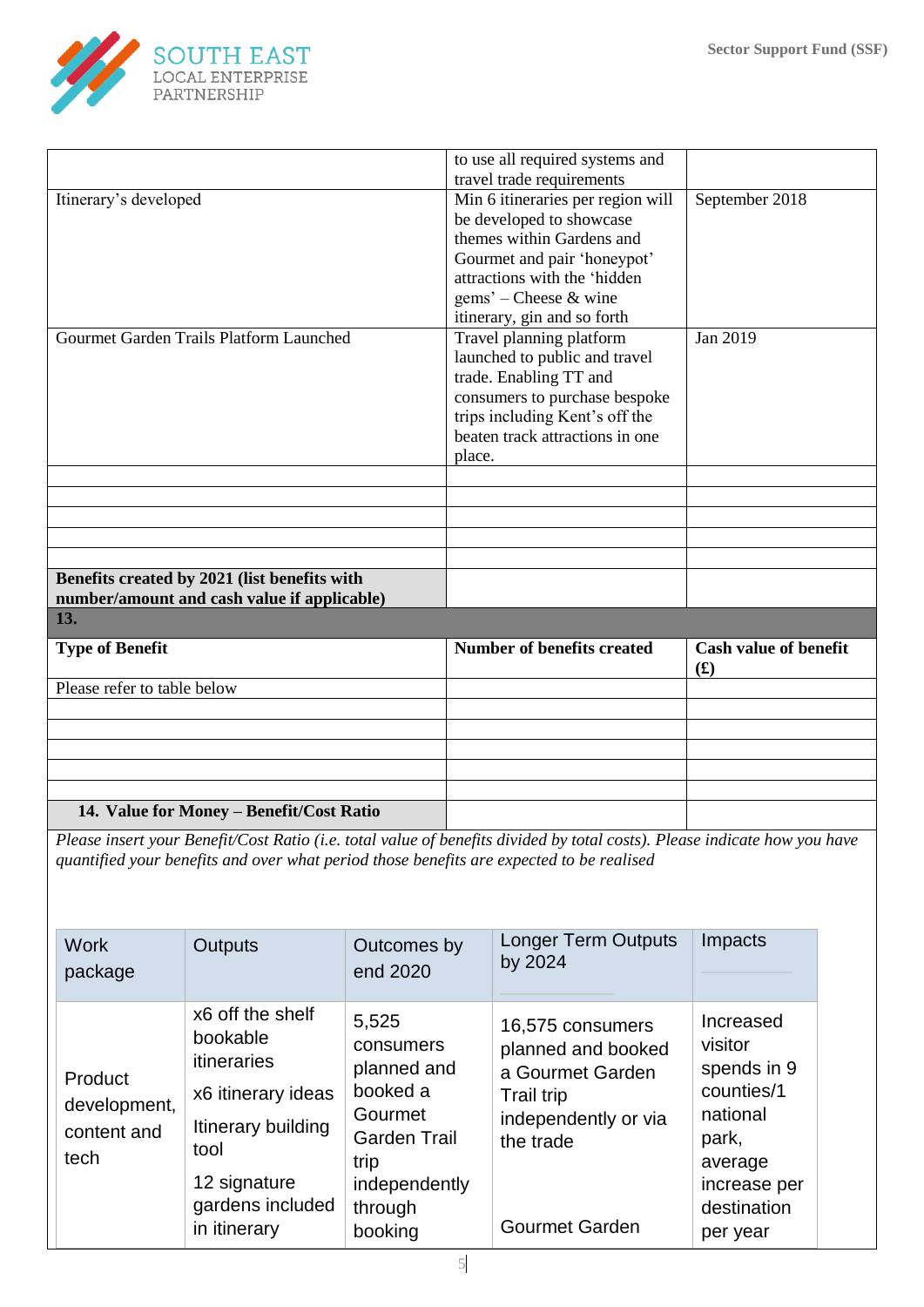|  |  |  |
|---|---|---|
|  | to use all required systems and travel trade requirements |  |
| Itinerary's developed | Min 6 itineraries per region will be developed to showcase themes within Gardens and Gourmet and pair 'honeypot' attractions with the 'hidden gems' – Cheese & wine itinerary, gin and so forth | September 2018 |
| Gourmet Garden Trails Platform Launched | Travel planning platform launched to public and travel trade. Enabling TT and consumers to purchase bespoke trips including Kent's off the beaten track attractions in one place. | Jan 2019 |
|  |  |  |
|  |  |  |
|  |  |  |
|  |  |  |
|  |  |  |
| **Benefits created by 2021 (list benefits with number/amount and cash value if applicable)** |  |  |

| **13.** | | |
|---|---|---|
| **Type of Benefit** | **Number of benefits created** | **Cash value of benefit (£)** |
| Please refer to table below |  |  |
|  |  |  |
|  |  |  |
|  |  |  |
|  |  |  |
|  |  |  |
| **14. Value for Money – Benefit/Cost Ratio** |  |  |

*Please insert your Benefit/Cost Ratio (i.e. total value of benefits divided by total costs). Please indicate how you have quantified your benefits and over what period those benefits are expected to be realised*

| Work package | Outputs | Outcomes by end 2020 | Longer Term Outputs by 2024 | Impacts |
|---|---|---|---|---|
| Product development, content and tech | x6 off the shelf bookable itineraries<br>x6 itinerary ideas<br>Itinerary building tool<br>12 signature gardens included in itinerary | 5,525 consumers planned and booked a Gourmet Garden Trail trip independently through booking | 16,575 consumers planned and booked a Gourmet Garden Trail trip independently or via the trade<br><br>Gourmet Garden | Increased visitor spends in 9 counties/1 national park, average increase per destination per year |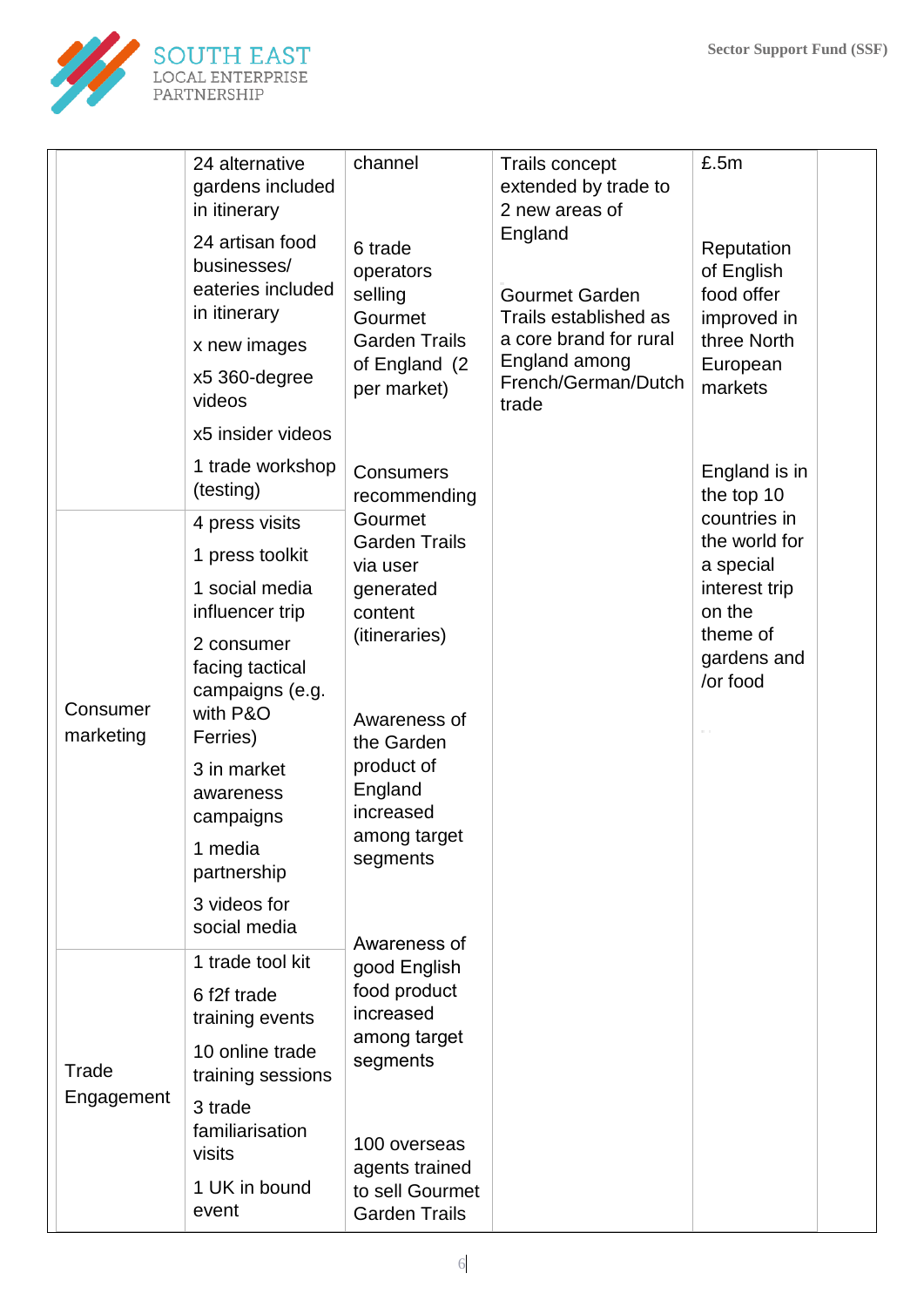| | | | | | |
|---|---|---|---|---|---|
| | 24 alternative gardens included in itinerary<br>24 artisan food businesses/ eateries included in itinerary<br>x new images<br>x5 360-degree videos<br>x5 insider videos<br>1 trade workshop (testing) | channel<br><br>6 trade operators selling Gourmet Garden Trails of England (2 per market)<br><br>Consumers recommending Gourmet Garden Trails via user generated content (itineraries)<br><br>Awareness of the Garden product of England increased among target segments<br><br>Awareness of good English food product increased among target segments<br><br>100 overseas agents trained to sell Gourmet Garden Trails | Trails concept extended by trade to 2 new areas of England<br><br>Gourmet Garden Trails established as a core brand for rural England among French/German/Dutch trade | £.5m<br><br>Reputation of English food offer improved in three North European markets<br><br>England is in the top 10 countries in the world for a special interest trip on the theme of gardens and /or food | |
| Consumer marketing | 4 press visits<br>1 press toolkit<br>1 social media influencer trip<br>2 consumer facing tactical campaigns (e.g. with P&O Ferries)<br>3 in market awareness campaigns<br>1 media partnership<br>3 videos for social media | | | | |
| Trade Engagement | 1 trade tool kit<br>6 f2f trade training events<br>10 online trade training sessions<br>3 trade familiarisation visits<br>1 UK in bound event | | | | |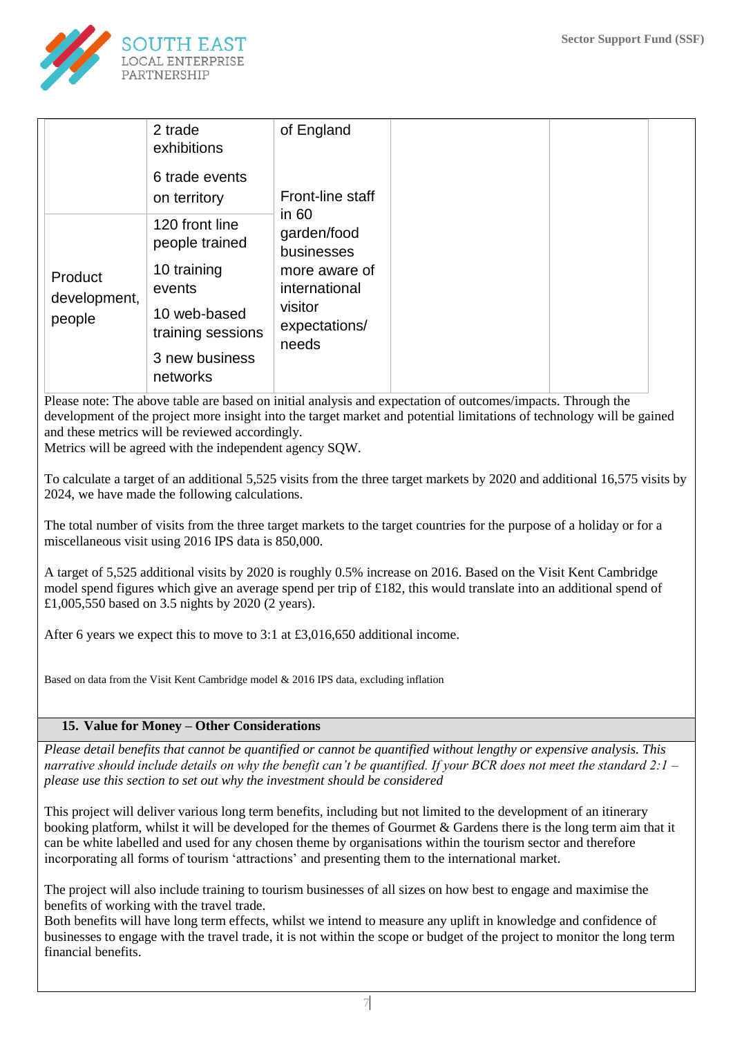| | | | | |
|---|---|---|---|---|
| | 2 trade exhibitions<br><br>6 trade events on territory | of England | | |
| Product development, people | 120 front line people trained<br><br>10 training events<br><br>10 web-based training sessions<br><br>3 new business networks | Front-line staff in 60 garden/food businesses more aware of international visitor expectations/ needs | | |

Please note: The above table are based on initial analysis and expectation of outcomes/impacts. Through the development of the project more insight into the target market and potential limitations of technology will be gained and these metrics will be reviewed accordingly.
Metrics will be agreed with the independent agency SQW.

To calculate a target of an additional 5,525 visits from the three target markets by 2020 and additional 16,575 visits by 2024, we have made the following calculations.

The total number of visits from the three target markets to the target countries for the purpose of a holiday or for a miscellaneous visit using 2016 IPS data is 850,000.

A target of 5,525 additional visits by 2020 is roughly 0.5% increase on 2016. Based on the Visit Kent Cambridge model spend figures which give an average spend per trip of £182, this would translate into an additional spend of £1,005,550 based on 3.5 nights by 2020 (2 years).

After 6 years we expect this to move to 3:1 at £3,016,650 additional income.

Based on data from the Visit Kent Cambridge model & 2016 IPS data, excluding inflation

## 15. Value for Money – Other Considerations

*Please detail benefits that cannot be quantified or cannot be quantified without lengthy or expensive analysis. This narrative should include details on why the benefit can't be quantified. If your BCR does not meet the standard 2:1 – please use this section to set out why the investment should be considered*

This project will deliver various long term benefits, including but not limited to the development of an itinerary booking platform, whilst it will be developed for the themes of Gourmet & Gardens there is the long term aim that it can be white labelled and used for any chosen theme by organisations within the tourism sector and therefore incorporating all forms of tourism 'attractions' and presenting them to the international market.

The project will also include training to tourism businesses of all sizes on how best to engage and maximise the benefits of working with the travel trade.
Both benefits will have long term effects, whilst we intend to measure any uplift in knowledge and confidence of businesses to engage with the travel trade, it is not within the scope or budget of the project to monitor the long term financial benefits.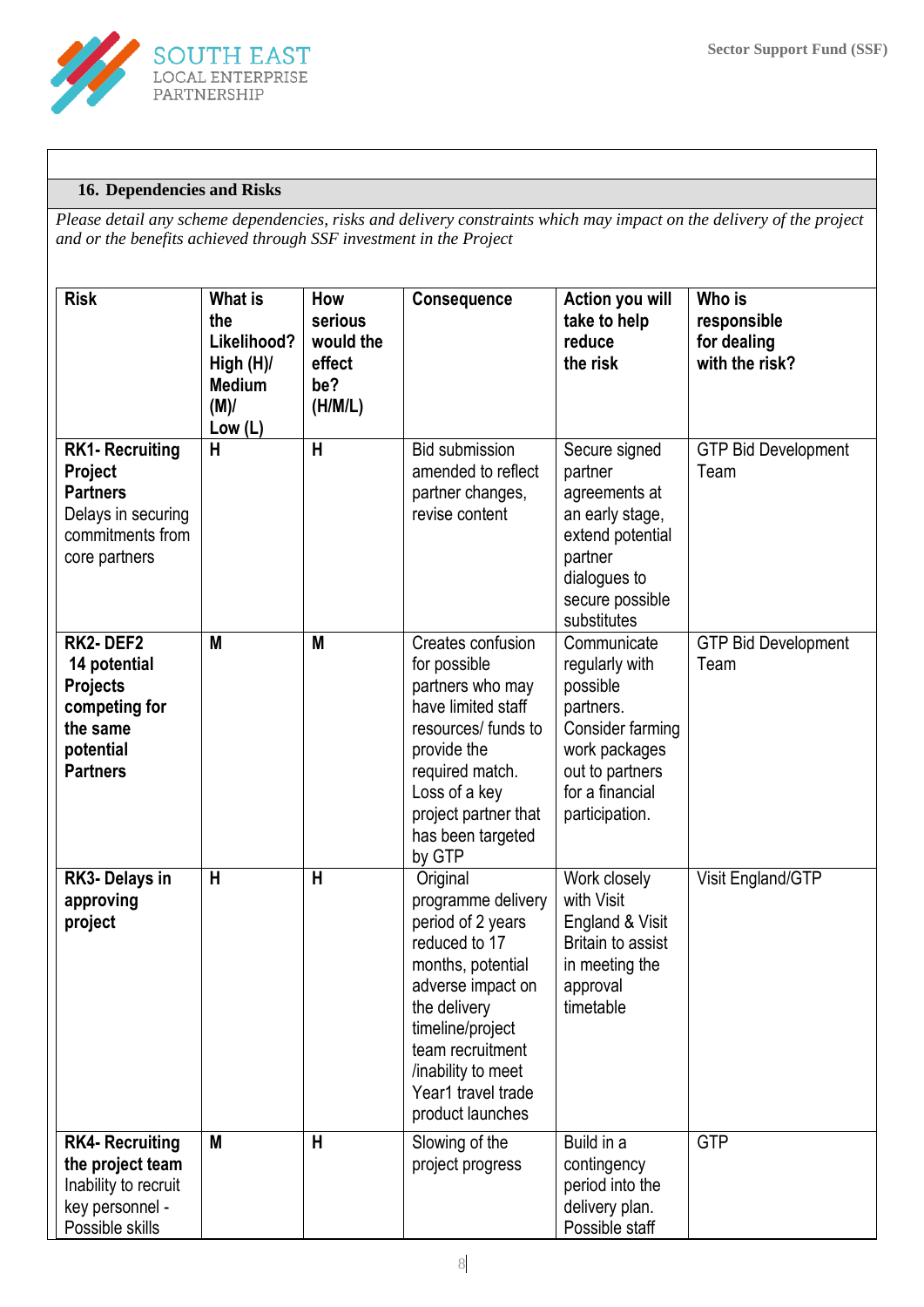## 16. Dependencies and Risks

*Please detail any scheme dependencies, risks and delivery constraints which may impact on the delivery of the project and or the benefits achieved through SSF investment in the Project*

| Risk | What is the Likelihood? High (H)/ Medium (M)/ Low (L) | How serious would the effect be? (H/M/L) | Consequence | Action you will take to help reduce the risk | Who is responsible for dealing with the risk? |
|---|---|---|---|---|---|
| **RK1- Recruiting Project Partners** Delays in securing commitments from core partners | **H** | **H** | Bid submission amended to reflect partner changes, revise content | Secure signed partner agreements at an early stage, extend potential partner dialogues to secure possible substitutes | GTP Bid Development Team |
| **RK2- DEF2 14 potential Projects competing for the same potential Partners** | **M** | **M** | Creates confusion for possible partners who may have limited staff resources/ funds to provide the required match. Loss of a key project partner that has been targeted by GTP | Communicate regularly with possible partners. Consider farming work packages out to partners for a financial participation. | GTP Bid Development Team |
| **RK3- Delays in approving project** | **H** | **H** | Original programme delivery period of 2 years reduced to 17 months, potential adverse impact on the delivery timeline/project team recruitment /inability to meet Year1 travel trade product launches | Work closely with Visit England & Visit Britain to assist in meeting the approval timetable | Visit England/GTP |
| **RK4- Recruiting the project team** Inability to recruit key personnel - Possible skills | **M** | **H** | Slowing of the project progress | Build in a contingency period into the delivery plan. Possible staff | GTP |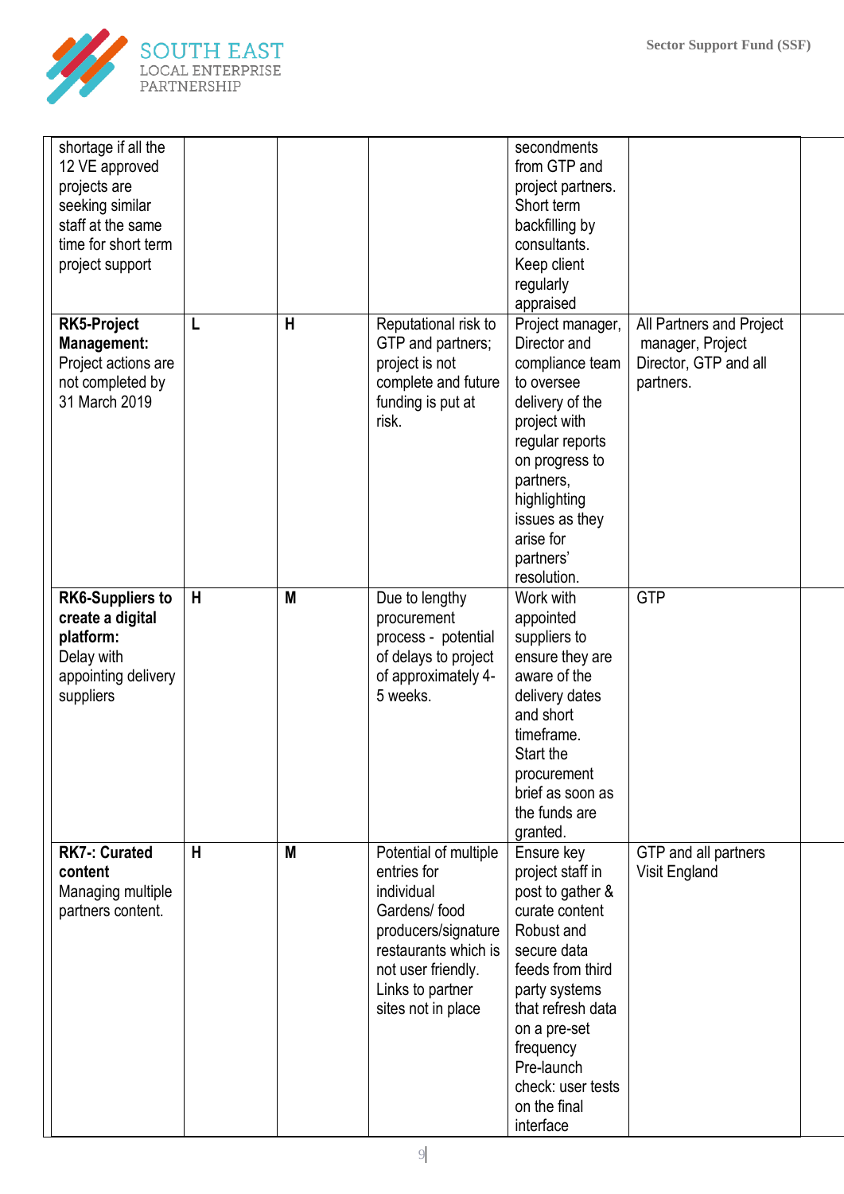| | | | | | |
|---|---|---|---|---|---|
| shortage if all the 12 VE approved projects are seeking similar staff at the same time for short term project support | | | | secondments from GTP and project partners. Short term backfilling by consultants. Keep client regularly appraised | |
| **RK5-Project Management:** Project actions are not completed by 31 March 2019 | **L** | **H** | Reputational risk to GTP and partners; project is not complete and future funding is put at risk. | Project manager, Director and compliance team to oversee delivery of the project with regular reports on progress to partners, highlighting issues as they arise for partners' resolution. | All Partners and Project manager, Project Director, GTP and all partners. |
| **RK6-Suppliers to create a digital platform:** Delay with appointing delivery suppliers | **H** | **M** | Due to lengthy procurement process - potential of delays to project of approximately 4-5 weeks. | Work with appointed suppliers to ensure they are aware of the delivery dates and short timeframe. Start the procurement brief as soon as the funds are granted. | GTP |
| **RK7-: Curated content** Managing multiple partners content. | **H** | **M** | Potential of multiple entries for individual Gardens/ food producers/signature restaurants which is not user friendly. Links to partner sites not in place | Ensure key project staff in post to gather & curate content Robust and secure data feeds from third party systems that refresh data on a pre-set frequency Pre-launch check: user tests on the final interface | GTP and all partners Visit England |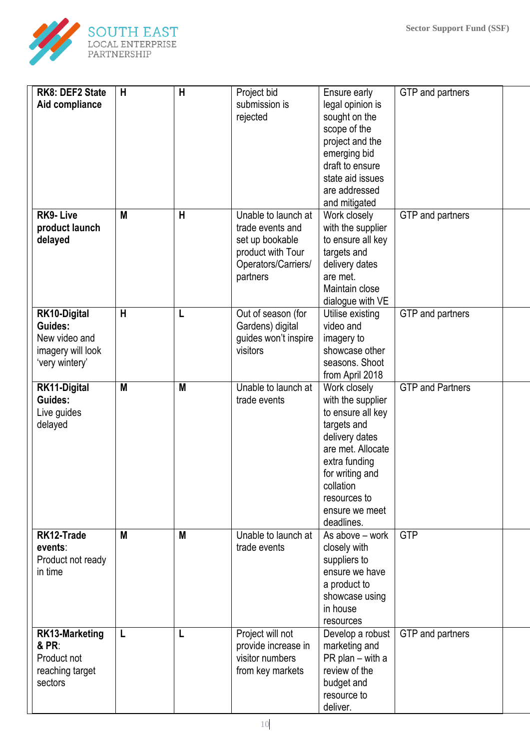| **RK8: DEF2 State Aid compliance** | **H** | **H** | Project bid submission is rejected | Ensure early legal opinion is sought on the scope of the project and the emerging bid draft to ensure state aid issues are addressed and mitigated | GTP and partners |
|---|---|---|---|---|---|
| **RK9- Live product launch delayed** | **M** | **H** | Unable to launch at trade events and set up bookable product with Tour Operators/Carriers/ partners | Work closely with the supplier to ensure all key targets and delivery dates are met. Maintain close dialogue with VE | GTP and partners |
| **RK10-Digital Guides:** New video and imagery will look 'very wintery' | **H** | **L** | Out of season (for Gardens) digital guides won't inspire visitors | Utilise existing video and imagery to showcase other seasons. Shoot from April 2018 | GTP and partners |
| **RK11-Digital Guides:** Live guides delayed | **M** | **M** | Unable to launch at trade events | Work closely with the supplier to ensure all key targets and delivery dates are met. Allocate extra funding for writing and collation resources to ensure we meet deadlines. | GTP and Partners |
| **RK12-Trade events**: Product not ready in time | **M** | **M** | Unable to launch at trade events | As above – work closely with suppliers to ensure we have a product to showcase using in house resources | GTP |
| **RK13-Marketing & PR**: Product not reaching target sectors | **L** | **L** | Project will not provide increase in visitor numbers from key markets | Develop a robust marketing and PR plan – with a review of the budget and resource to deliver. | GTP and partners |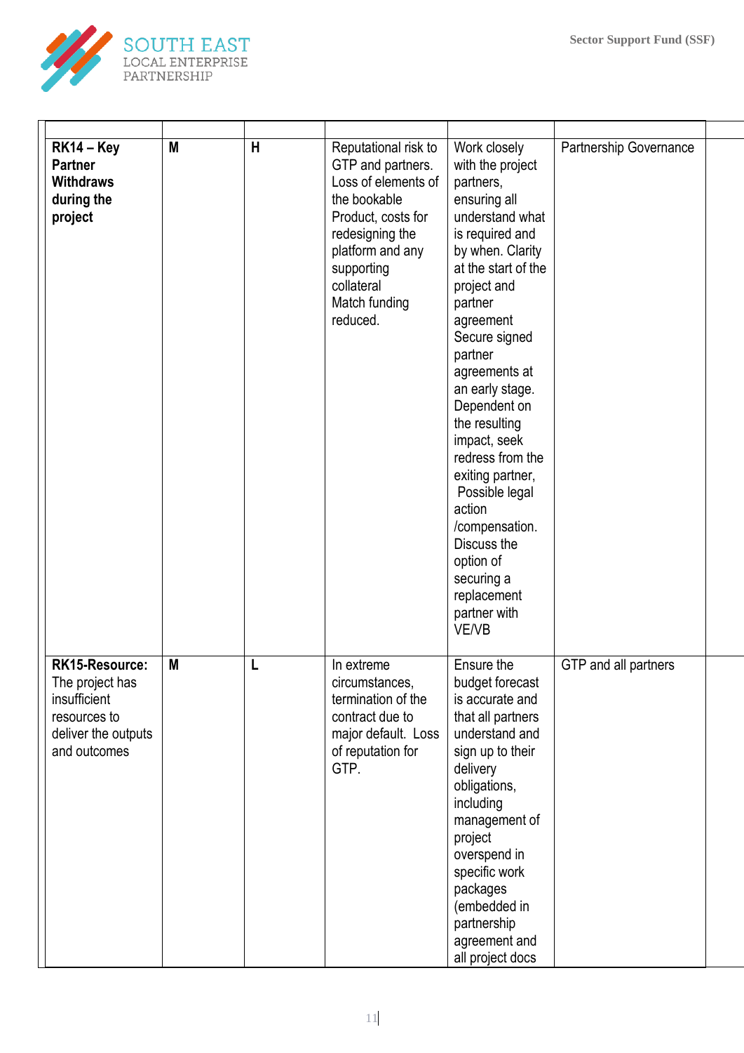| | | | | | | |
|---|---|---|---|---|---|---|
| **RK14 – Key Partner Withdraws during the project** | **M** | **H** | Reputational risk to GTP and partners. Loss of elements of the bookable Product, costs for redesigning the platform and any supporting collateral Match funding reduced. | Work closely with the project partners, ensuring all understand what is required and by when. Clarity at the start of the project and partner agreement Secure signed partner agreements at an early stage. Dependent on the resulting impact, seek redress from the exiting partner, Possible legal action /compensation. Discuss the option of securing a replacement partner with VE/VB | Partnership Governance | |
| **RK15-Resource:** The project has insufficient resources to deliver the outputs and outcomes | **M** | **L** | In extreme circumstances, termination of the contract due to major default. Loss of reputation for GTP. | Ensure the budget forecast is accurate and that all partners understand and sign up to their delivery obligations, including management of project overspend in specific work packages (embedded in partnership agreement and all project docs | GTP and all partners | |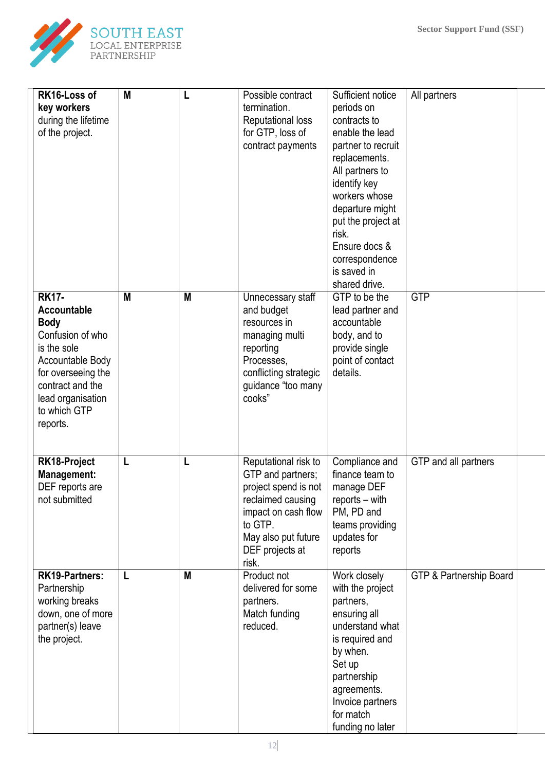| | | | | | | |
|---|---|---|---|---|---|---|
| **RK16-Loss of key workers** during the lifetime of the project. | **M** | **L** | Possible contract termination. Reputational loss for GTP, loss of contract payments | Sufficient notice periods on contracts to enable the lead partner to recruit replacements. All partners to identify key workers whose departure might put the project at risk. Ensure docs & correspondence is saved in shared drive. | All partners | |
| **RK17-Accountable Body** Confusion of who is the sole Accountable Body for overseeing the contract and the lead organisation to which GTP reports. | **M** | **M** | Unnecessary staff and budget resources in managing multi reporting Processes, conflicting strategic guidance "too many cooks" | GTP to be the lead partner and accountable body, and to provide single point of contact details. | GTP | |
| **RK18-Project Management:** DEF reports are not submitted | **L** | **L** | Reputational risk to GTP and partners; project spend is not reclaimed causing impact on cash flow to GTP. May also put future DEF projects at risk. | Compliance and finance team to manage DEF reports – with PM, PD and teams providing updates for reports | GTP and all partners | |
| **RK19-Partners:** Partnership working breaks down, one of more partner(s) leave the project. | **L** | **M** | Product not delivered for some partners. Match funding reduced. | Work closely with the project partners, ensuring all understand what is required and by when. Set up partnership agreements. Invoice partners for match funding no later | GTP & Partnership Board | |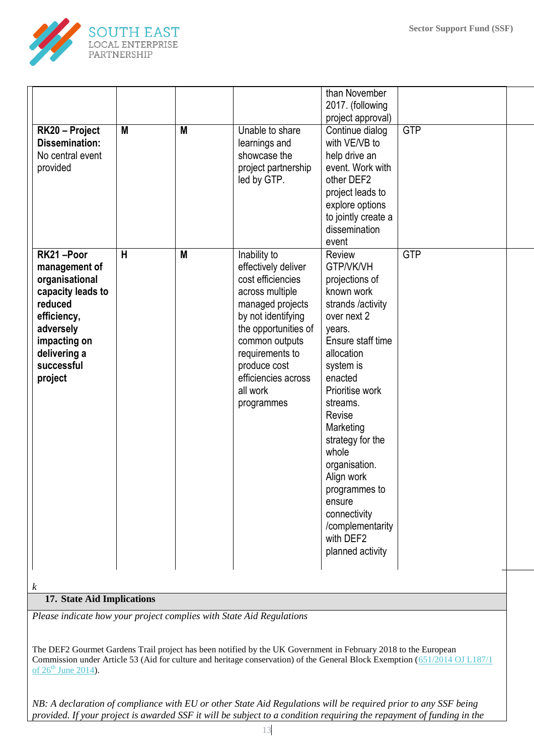| | | | | | |
|---|---|---|---|---|---|
| | | | | than November 2017. (following project approval) | |
| **RK20 – Project Dissemination:** No central event provided | **M** | **M** | Unable to share learnings and showcase the project partnership led by GTP. | Continue dialog with VE/VB to help drive an event. Work with other DEF2 project leads to explore options to jointly create a dissemination event | GTP |
| **RK21 –Poor management of organisational capacity leads to reduced efficiency, adversely impacting on delivering a successful project** | **H** | **M** | Inability to effectively deliver cost efficiencies across multiple managed projects by not identifying the opportunities of common outputs requirements to produce cost efficiencies across all work programmes | Review GTP/VK/VH projections of known work strands /activity over next 2 years. Ensure staff time allocation system is enacted Prioritise work streams. Revise Marketing strategy for the whole organisation. Align work programmes to ensure connectivity /complementarity with DEF2 planned activity | GTP |

*k*

## 17. State Aid Implications

*Please indicate how your project complies with State Aid Regulations*

The DEF2 Gourmet Gardens Trail project has been notified by the UK Government in February 2018 to the European Commission under Article 53 (Aid for culture and heritage conservation) of the General Block Exemption (651/2014 OJ L187/1 of 26th June 2014).

*NB: A declaration of compliance with EU or other State Aid Regulations will be required prior to any SSF being provided. If your project is awarded SSF it will be subject to a condition requiring the repayment of funding in the*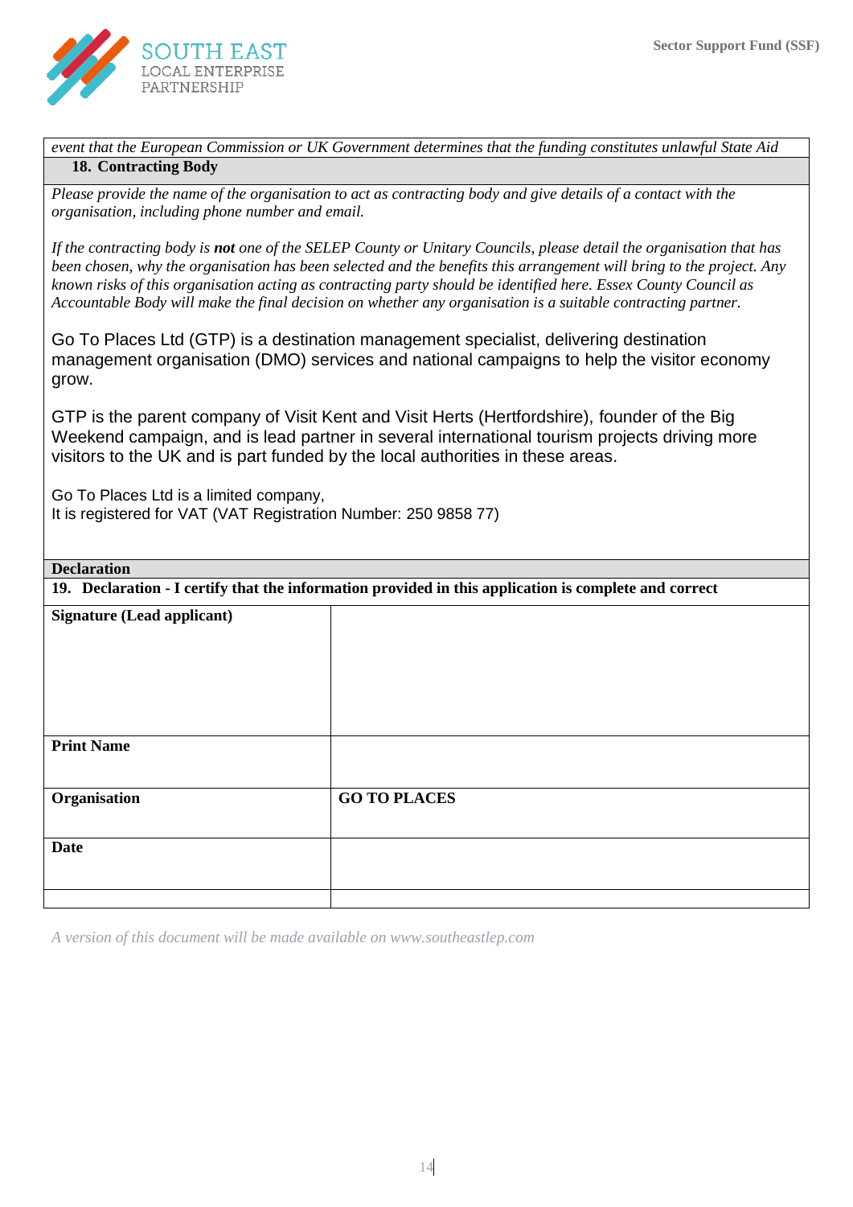*event that the European Commission or UK Government determines that the funding constitutes unlawful State Aid*

**18. Contracting Body**

*Please provide the name of the organisation to act as contracting body and give details of a contact with the organisation, including phone number and email.*

*If the contracting body is **not** one of the SELEP County or Unitary Councils, please detail the organisation that has been chosen, why the organisation has been selected and the benefits this arrangement will bring to the project. Any known risks of this organisation acting as contracting party should be identified here. Essex County Council as Accountable Body will make the final decision on whether any organisation is a suitable contracting partner.*

Go To Places Ltd (GTP) is a destination management specialist, delivering destination management organisation (DMO) services and national campaigns to help the visitor economy grow.

GTP is the parent company of Visit Kent and Visit Herts (Hertfordshire), founder of the Big Weekend campaign, and is lead partner in several international tourism projects driving more visitors to the UK and is part funded by the local authorities in these areas.

Go To Places Ltd is a limited company,
It is registered for VAT (VAT Registration Number: 250 9858 77)

**Declaration**

**19. Declaration - I certify that the information provided in this application is complete and correct**

| | |
|---|---|
| **Signature (Lead applicant)** | |
| **Print Name** | |
| **Organisation** | **GO TO PLACES** |
| **Date** | |
| | |

*A version of this document will be made available on www.southeastlep.com*